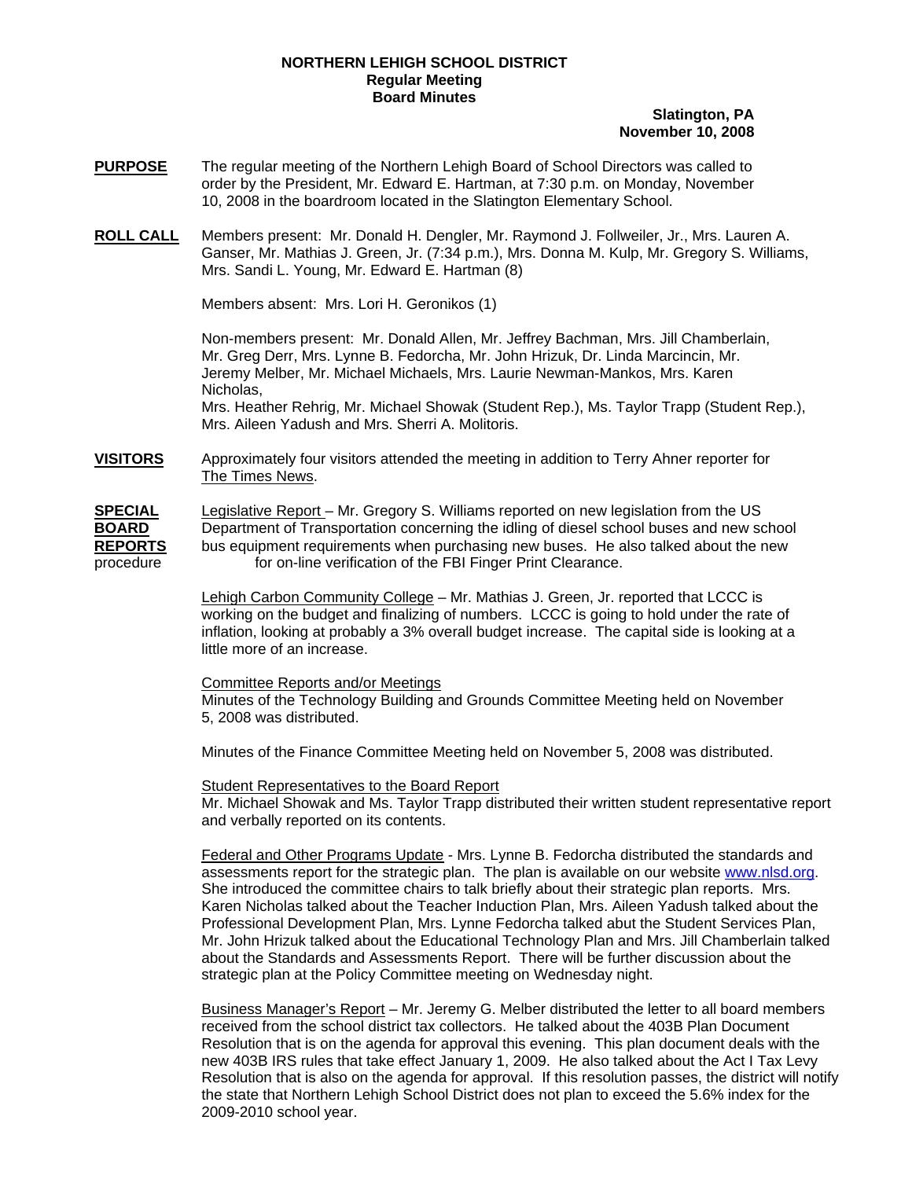**NORTHERN LEHIGH SCHOOL DISTRICT**
**Regular Meeting**
**Board Minutes**

**Slatington, PA**
**November 10, 2008**

**PURPOSE** The regular meeting of the Northern Lehigh Board of School Directors was called to order by the President, Mr. Edward E. Hartman, at 7:30 p.m. on Monday, November 10, 2008 in the boardroom located in the Slatington Elementary School.

**ROLL CALL** Members present: Mr. Donald H. Dengler, Mr. Raymond J. Follweiler, Jr., Mrs. Lauren A. Ganser, Mr. Mathias J. Green, Jr. (7:34 p.m.), Mrs. Donna M. Kulp, Mr. Gregory S. Williams, Mrs. Sandi L. Young, Mr. Edward E. Hartman (8)

Members absent: Mrs. Lori H. Geronikos (1)

Non-members present: Mr. Donald Allen, Mr. Jeffrey Bachman, Mrs. Jill Chamberlain, Mr. Greg Derr, Mrs. Lynne B. Fedorcha, Mr. John Hrizuk, Dr. Linda Marcincin, Mr. Jeremy Melber, Mr. Michael Michaels, Mrs. Laurie Newman-Mankos, Mrs. Karen Nicholas,
Mrs. Heather Rehrig, Mr. Michael Showak (Student Rep.), Ms. Taylor Trapp (Student Rep.), Mrs. Aileen Yadush and Mrs. Sherri A. Molitoris.

**VISITORS** Approximately four visitors attended the meeting in addition to Terry Ahner reporter for The Times News.

**SPECIAL BOARD REPORTS** Legislative Report – Mr. Gregory S. Williams reported on new legislation from the US Department of Transportation concerning the idling of diesel school buses and new school bus equipment requirements when purchasing new buses. He also talked about the new procedure for on-line verification of the FBI Finger Print Clearance.

Lehigh Carbon Community College – Mr. Mathias J. Green, Jr. reported that LCCC is working on the budget and finalizing of numbers. LCCC is going to hold under the rate of inflation, looking at probably a 3% overall budget increase. The capital side is looking at a little more of an increase.

Committee Reports and/or Meetings
Minutes of the Technology Building and Grounds Committee Meeting held on November 5, 2008 was distributed.

Minutes of the Finance Committee Meeting held on November 5, 2008 was distributed.

Student Representatives to the Board Report
Mr. Michael Showak and Ms. Taylor Trapp distributed their written student representative report and verbally reported on its contents.

Federal and Other Programs Update - Mrs. Lynne B. Fedorcha distributed the standards and assessments report for the strategic plan. The plan is available on our website www.nlsd.org. She introduced the committee chairs to talk briefly about their strategic plan reports. Mrs. Karen Nicholas talked about the Teacher Induction Plan, Mrs. Aileen Yadush talked about the Professional Development Plan, Mrs. Lynne Fedorcha talked abut the Student Services Plan, Mr. John Hrizuk talked about the Educational Technology Plan and Mrs. Jill Chamberlain talked about the Standards and Assessments Report. There will be further discussion about the strategic plan at the Policy Committee meeting on Wednesday night.

Business Manager's Report – Mr. Jeremy G. Melber distributed the letter to all board members received from the school district tax collectors. He talked about the 403B Plan Document Resolution that is on the agenda for approval this evening. This plan document deals with the new 403B IRS rules that take effect January 1, 2009. He also talked about the Act I Tax Levy Resolution that is also on the agenda for approval. If this resolution passes, the district will notify the state that Northern Lehigh School District does not plan to exceed the 5.6% index for the 2009-2010 school year.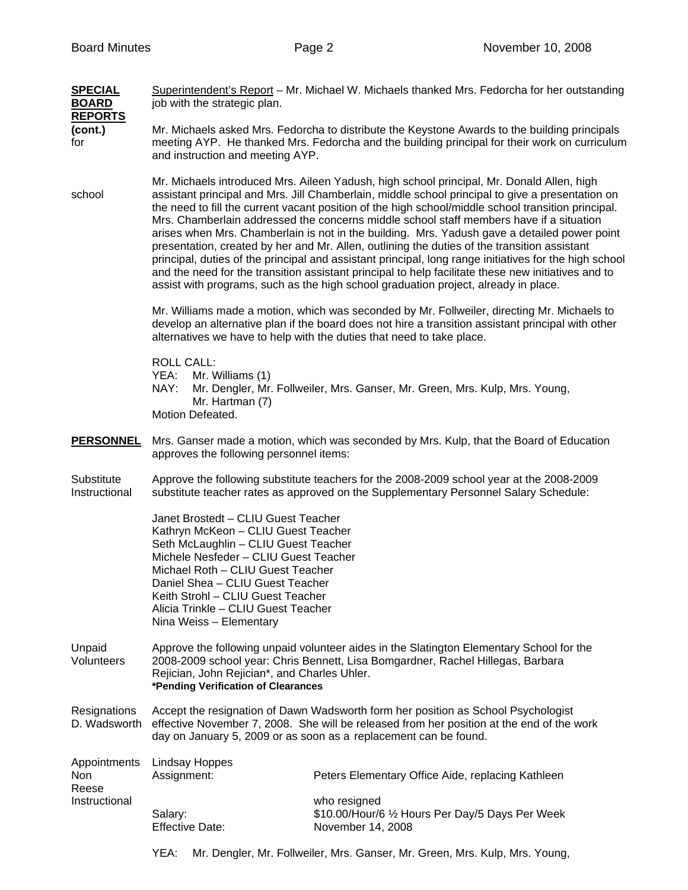**SPECIAL BOARD REPORTS (cont.)**

Superintendent's Report – Mr. Michael W. Michaels thanked Mrs. Fedorcha for her outstanding job with the strategic plan.

Mr. Michaels asked Mrs. Fedorcha to distribute the Keystone Awards to the building principals meeting AYP. He thanked Mrs. Fedorcha and the building principal for their work on curriculum and instruction and meeting AYP.

Mr. Michaels introduced Mrs. Aileen Yadush, high school principal, Mr. Donald Allen, high school assistant principal and Mrs. Jill Chamberlain, middle school principal to give a presentation on the need to fill the current vacant position of the high school/middle school transition principal. Mrs. Chamberlain addressed the concerns middle school staff members have if a situation arises when Mrs. Chamberlain is not in the building. Mrs. Yadush gave a detailed power point presentation, created by her and Mr. Allen, outlining the duties of the transition assistant principal, duties of the principal and assistant principal, long range initiatives for the high school and the need for the transition assistant principal to help facilitate these new initiatives and to assist with programs, such as the high school graduation project, already in place.

Mr. Williams made a motion, which was seconded by Mr. Follweiler, directing Mr. Michaels to develop an alternative plan if the board does not hire a transition assistant principal with other alternatives we have to help with the duties that need to take place.

ROLL CALL:
YEA: Mr. Williams (1)
NAY: Mr. Dengler, Mr. Follweiler, Mrs. Ganser, Mr. Green, Mrs. Kulp, Mrs. Young, Mr. Hartman (7)
Motion Defeated.

**PERSONNEL**

Mrs. Ganser made a motion, which was seconded by Mrs. Kulp, that the Board of Education approves the following personnel items:

Substitute Instructional

Approve the following substitute teachers for the 2008-2009 school year at the 2008-2009 substitute teacher rates as approved on the Supplementary Personnel Salary Schedule:

Janet Brostedt – CLIU Guest Teacher
Kathryn McKeon – CLIU Guest Teacher
Seth McLaughlin – CLIU Guest Teacher
Michele Nesfeder – CLIU Guest Teacher
Michael Roth – CLIU Guest Teacher
Daniel Shea – CLIU Guest Teacher
Keith Strohl – CLIU Guest Teacher
Alicia Trinkle – CLIU Guest Teacher
Nina Weiss – Elementary

Unpaid Volunteers

Approve the following unpaid volunteer aides in the Slatington Elementary School for the 2008-2009 school year: Chris Bennett, Lisa Bomgardner, Rachel Hillegas, Barbara Rejician, John Rejician*, and Charles Uhler.
**\*Pending Verification of Clearances**

Resignations D. Wadsworth

Accept the resignation of Dawn Wadsworth form her position as School Psychologist effective November 7, 2008. She will be released from her position at the end of the work day on January 5, 2009 or as soon as a replacement can be found.

Appointments Non Instructional

Lindsay Hoppes
Assignment: Peters Elementary Office Aide, replacing Kathleen Reese who resigned
Salary: $10.00/Hour/6 ½ Hours Per Day/5 Days Per Week
Effective Date: November 14, 2008

YEA: Mr. Dengler, Mr. Follweiler, Mrs. Ganser, Mr. Green, Mrs. Kulp, Mrs. Young,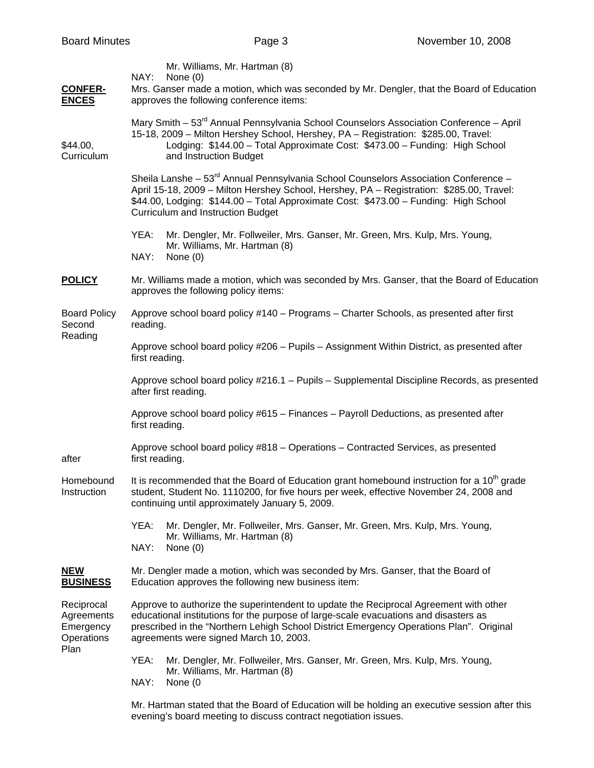Mr. Williams, Mr. Hartman (8)
NAY: None (0)

**CONFERENCES**

Mrs. Ganser made a motion, which was seconded by Mr. Dengler, that the Board of Education approves the following conference items:

Mary Smith – 53rd Annual Pennsylvania School Counselors Association Conference – April 15-18, 2009 – Milton Hershey School, Hershey, PA – Registration: $285.00, Travel: $44.00, Lodging: $144.00 – Total Approximate Cost: $473.00 – Funding: High School Curriculum and Instruction Budget

Sheila Lanshe – 53rd Annual Pennsylvania School Counselors Association Conference – April 15-18, 2009 – Milton Hershey School, Hershey, PA – Registration: $285.00, Travel: $44.00, Lodging: $144.00 – Total Approximate Cost: $473.00 – Funding: High School Curriculum and Instruction Budget

YEA: Mr. Dengler, Mr. Follweiler, Mrs. Ganser, Mr. Green, Mrs. Kulp, Mrs. Young, Mr. Williams, Mr. Hartman (8)
NAY: None (0)

**POLICY**

Mr. Williams made a motion, which was seconded by Mrs. Ganser, that the Board of Education approves the following policy items:

Board Policy Second Reading

Approve school board policy #140 – Programs – Charter Schools, as presented after first reading.

Approve school board policy #206 – Pupils – Assignment Within District, as presented after first reading.

Approve school board policy #216.1 – Pupils – Supplemental Discipline Records, as presented after first reading.

Approve school board policy #615 – Finances – Payroll Deductions, as presented after first reading.

Approve school board policy #818 – Operations – Contracted Services, as presented after first reading.

Homebound Instruction

It is recommended that the Board of Education grant homebound instruction for a 10th grade student, Student No. 1110200, for five hours per week, effective November 24, 2008 and continuing until approximately January 5, 2009.

YEA: Mr. Dengler, Mr. Follweiler, Mrs. Ganser, Mr. Green, Mrs. Kulp, Mrs. Young, Mr. Williams, Mr. Hartman (8)
NAY: None (0)

**NEW BUSINESS**

Mr. Dengler made a motion, which was seconded by Mrs. Ganser, that the Board of Education approves the following new business item:

Reciprocal Agreements Emergency Operations Plan

Approve to authorize the superintendent to update the Reciprocal Agreement with other educational institutions for the purpose of large-scale evacuations and disasters as prescribed in the "Northern Lehigh School District Emergency Operations Plan". Original agreements were signed March 10, 2003.

YEA: Mr. Dengler, Mr. Follweiler, Mrs. Ganser, Mr. Green, Mrs. Kulp, Mrs. Young, Mr. Williams, Mr. Hartman (8)
NAY: None (0

Mr. Hartman stated that the Board of Education will be holding an executive session after this evening's board meeting to discuss contract negotiation issues.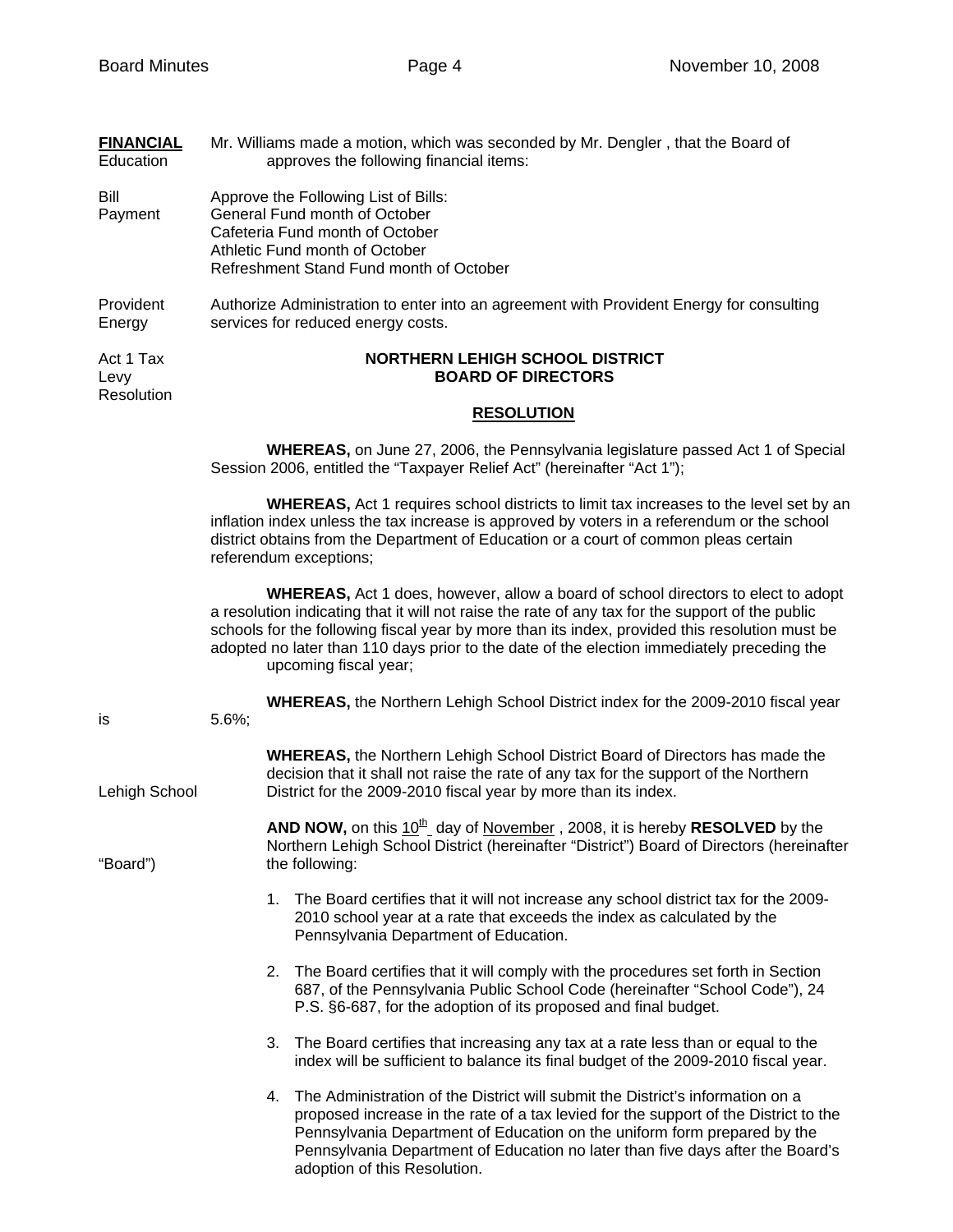**FINANCIAL** Education

Mr. Williams made a motion, which was seconded by Mr. Dengler , that the Board of Education approves the following financial items:

Bill Payment

Approve the Following List of Bills:
General Fund month of October
Cafeteria Fund month of October
Athletic Fund month of October
Refreshment Stand Fund month of October

Provident Energy

Authorize Administration to enter into an agreement with Provident Energy for consulting services for reduced energy costs.

Act 1 Tax Levy Resolution

**NORTHERN LEHIGH SCHOOL DISTRICT**
**BOARD OF DIRECTORS**

**RESOLUTION**

**WHEREAS,** on June 27, 2006, the Pennsylvania legislature passed Act 1 of Special Session 2006, entitled the "Taxpayer Relief Act" (hereinafter "Act 1");

**WHEREAS,** Act 1 requires school districts to limit tax increases to the level set by an inflation index unless the tax increase is approved by voters in a referendum or the school district obtains from the Department of Education or a court of common pleas certain referendum exceptions;

**WHEREAS,** Act 1 does, however, allow a board of school directors to elect to adopt a resolution indicating that it will not raise the rate of any tax for the support of the public schools for the following fiscal year by more than its index, provided this resolution must be adopted no later than 110 days prior to the date of the election immediately preceding the upcoming fiscal year;

**WHEREAS,** the Northern Lehigh School District index for the 2009-2010 fiscal year is 5.6%;

**WHEREAS,** the Northern Lehigh School District Board of Directors has made the decision that it shall not raise the rate of any tax for the support of the Northern Lehigh School District for the 2009-2010 fiscal year by more than its index.

**AND NOW,** on this 10th day of November , 2008, it is hereby **RESOLVED** by the Northern Lehigh School District (hereinafter "District") Board of Directors (hereinafter "Board") the following:

1. The Board certifies that it will not increase any school district tax for the 2009-2010 school year at a rate that exceeds the index as calculated by the Pennsylvania Department of Education.

2. The Board certifies that it will comply with the procedures set forth in Section 687, of the Pennsylvania Public School Code (hereinafter "School Code"), 24 P.S. §6-687, for the adoption of its proposed and final budget.

3. The Board certifies that increasing any tax at a rate less than or equal to the index will be sufficient to balance its final budget of the 2009-2010 fiscal year.

4. The Administration of the District will submit the District's information on a proposed increase in the rate of a tax levied for the support of the District to the Pennsylvania Department of Education on the uniform form prepared by the Pennsylvania Department of Education no later than five days after the Board's adoption of this Resolution.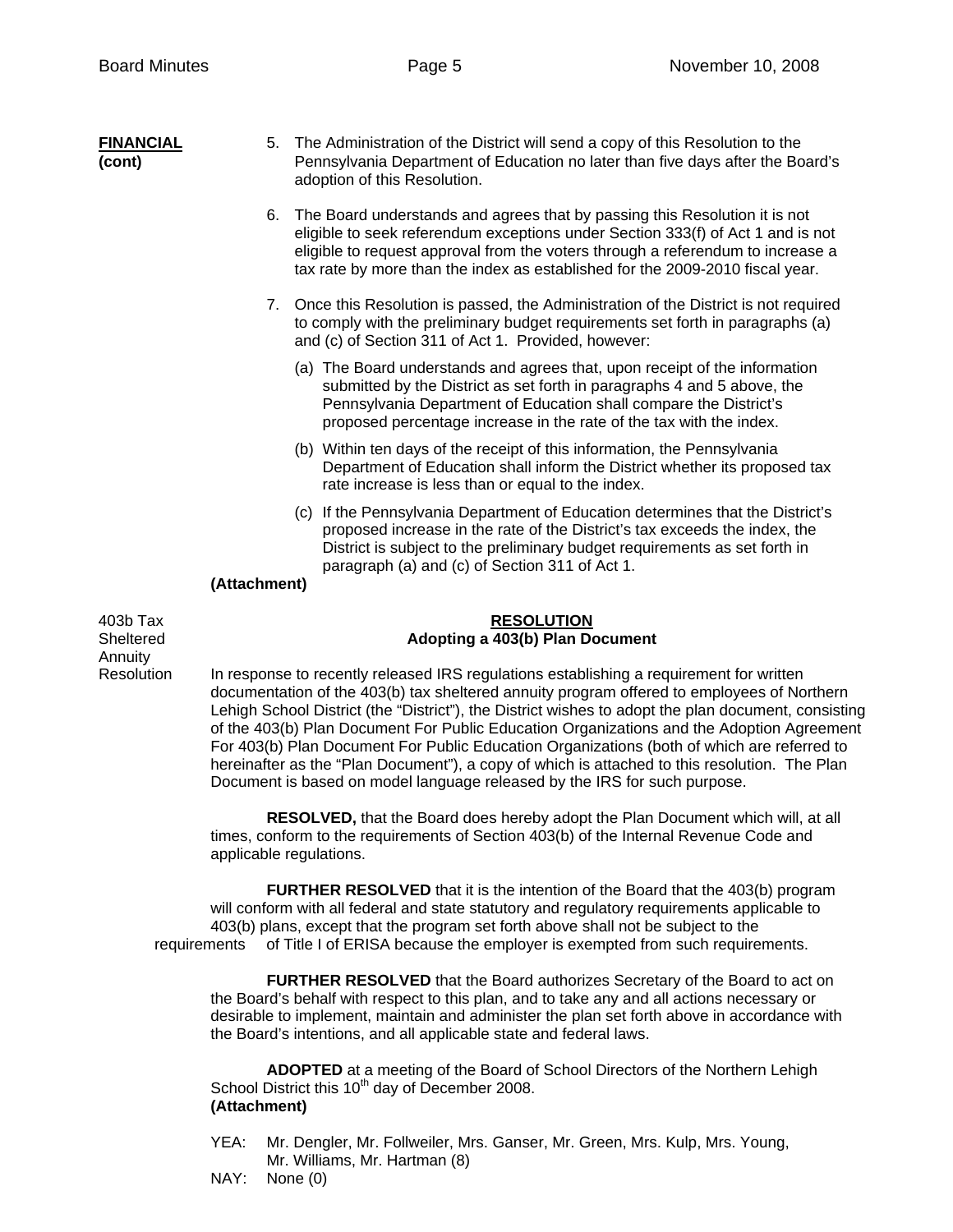**FINANCIAL (cont)**

5. The Administration of the District will send a copy of this Resolution to the Pennsylvania Department of Education no later than five days after the Board's adoption of this Resolution.

6. The Board understands and agrees that by passing this Resolution it is not eligible to seek referendum exceptions under Section 333(f) of Act 1 and is not eligible to request approval from the voters through a referendum to increase a tax rate by more than the index as established for the 2009-2010 fiscal year.

7. Once this Resolution is passed, the Administration of the District is not required to comply with the preliminary budget requirements set forth in paragraphs (a) and (c) of Section 311 of Act 1. Provided, however:

   (a) The Board understands and agrees that, upon receipt of the information submitted by the District as set forth in paragraphs 4 and 5 above, the Pennsylvania Department of Education shall compare the District's proposed percentage increase in the rate of the tax with the index.

   (b) Within ten days of the receipt of this information, the Pennsylvania Department of Education shall inform the District whether its proposed tax rate increase is less than or equal to the index.

   (c) If the Pennsylvania Department of Education determines that the District's proposed increase in the rate of the District's tax exceeds the index, the District is subject to the preliminary budget requirements as set forth in paragraph (a) and (c) of Section 311 of Act 1.

**(Attachment)**

403b Tax Sheltered Annuity Resolution

**RESOLUTION**
**Adopting a 403(b) Plan Document**

In response to recently released IRS regulations establishing a requirement for written documentation of the 403(b) tax sheltered annuity program offered to employees of Northern Lehigh School District (the "District"), the District wishes to adopt the plan document, consisting of the 403(b) Plan Document For Public Education Organizations and the Adoption Agreement For 403(b) Plan Document For Public Education Organizations (both of which are referred to hereinafter as the "Plan Document"), a copy of which is attached to this resolution. The Plan Document is based on model language released by the IRS for such purpose.

**RESOLVED,** that the Board does hereby adopt the Plan Document which will, at all times, conform to the requirements of Section 403(b) of the Internal Revenue Code and applicable regulations.

**FURTHER RESOLVED** that it is the intention of the Board that the 403(b) program will conform with all federal and state statutory and regulatory requirements applicable to 403(b) plans, except that the program set forth above shall not be subject to the requirements of Title I of ERISA because the employer is exempted from such requirements.

**FURTHER RESOLVED** that the Board authorizes Secretary of the Board to act on the Board's behalf with respect to this plan, and to take any and all actions necessary or desirable to implement, maintain and administer the plan set forth above in accordance with the Board's intentions, and all applicable state and federal laws.

**ADOPTED** at a meeting of the Board of School Directors of the Northern Lehigh School District this 10th day of December 2008.
**(Attachment)**

YEA: Mr. Dengler, Mr. Follweiler, Mrs. Ganser, Mr. Green, Mrs. Kulp, Mrs. Young, Mr. Williams, Mr. Hartman (8)
NAY: None (0)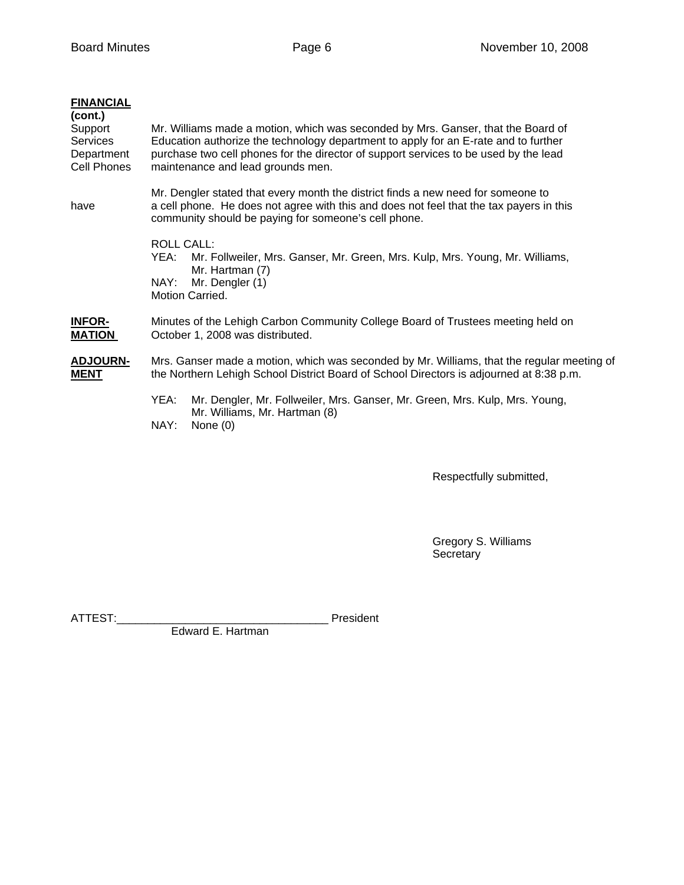**FINANCIAL (cont.)**

Support Services Department Cell Phones

Mr. Williams made a motion, which was seconded by Mrs. Ganser, that the Board of Education authorize the technology department to apply for an E-rate and to further purchase two cell phones for the director of support services to be used by the lead maintenance and lead grounds men.

Mr. Dengler stated that every month the district finds a new need for someone to have a cell phone. He does not agree with this and does not feel that the tax payers in this community should be paying for someone's cell phone.

ROLL CALL:
YEA: Mr. Follweiler, Mrs. Ganser, Mr. Green, Mrs. Kulp, Mrs. Young, Mr. Williams, Mr. Hartman (7)
NAY: Mr. Dengler (1)
Motion Carried.

**INFOR-MATION**

Minutes of the Lehigh Carbon Community College Board of Trustees meeting held on October 1, 2008 was distributed.

**ADJOURN-MENT**

Mrs. Ganser made a motion, which was seconded by Mr. Williams, that the regular meeting of the Northern Lehigh School District Board of School Directors is adjourned at 8:38 p.m.

YEA: Mr. Dengler, Mr. Follweiler, Mrs. Ganser, Mr. Green, Mrs. Kulp, Mrs. Young, Mr. Williams, Mr. Hartman (8)
NAY: None (0)

Respectfully submitted,

Gregory S. Williams
Secretary

ATTEST:_________________________________ President
Edward E. Hartman